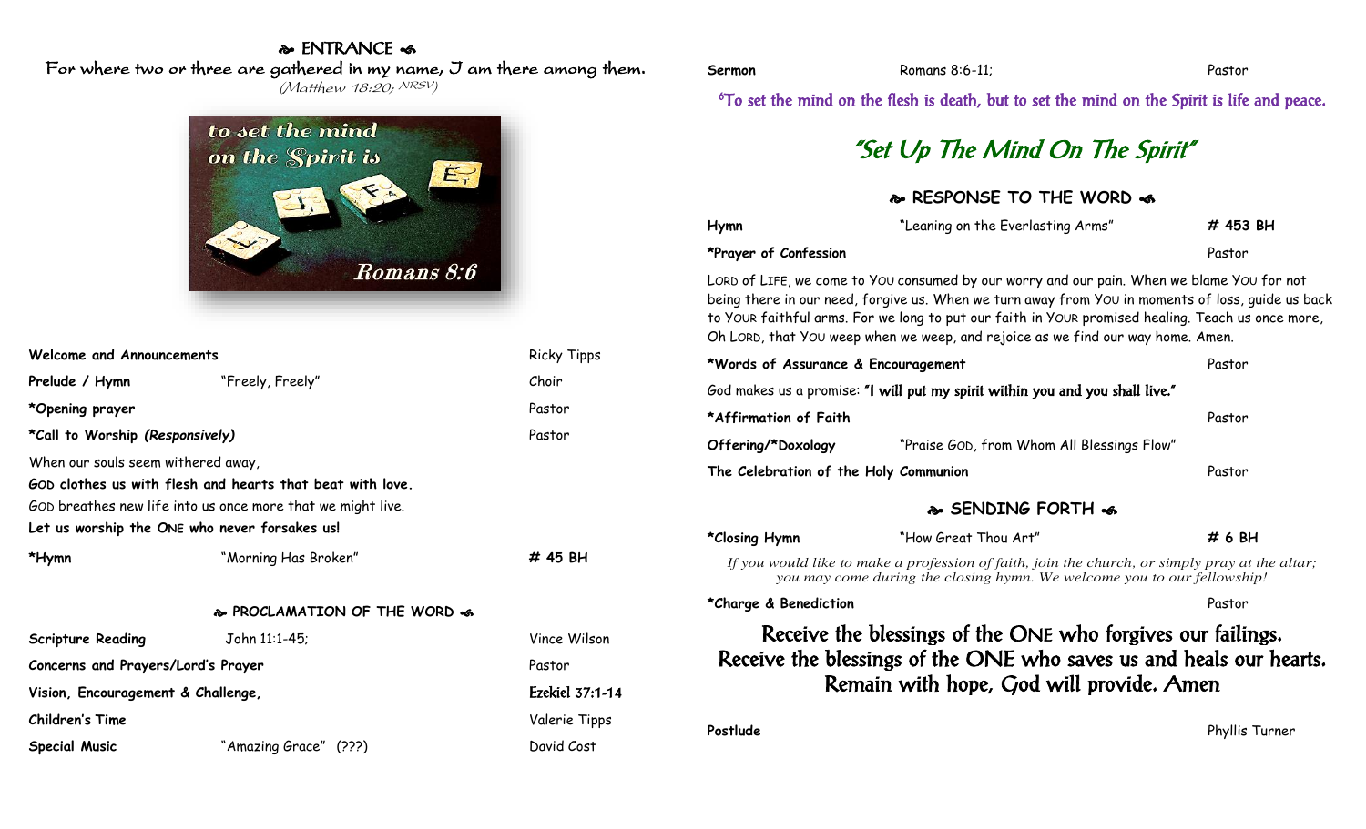## ❧ ENTRANCE ☙

For where two or three are gathered in my name, I am there among them.
*(Matthew 18:20; NRSV)*

| | | |
|---|---|---|
| **Welcome and Announcements** | | Ricky Tipps |
| **Prelude / Hymn** | "Freely, Freely" | Choir |
| ***Opening prayer** | | Pastor |
| ***Call to Worship *(Responsively)*** | | Pastor |

When our souls seem withered away,
**GOD clothes us with flesh and hearts that beat with love.**
GOD breathes new life into us once more that we might live.
**Let us worship the ONE who never forsakes us!**

| | | |
|---|---|---|
| ***Hymn** | "Morning Has Broken" | **# 45 BH** |

## ❧ PROCLAMATION OF THE WORD ☙

| | | |
|---|---|---|
| **Scripture Reading** | John 11:1-45; | Vince Wilson |
| **Concerns and Prayers/Lord's Prayer** | | Pastor |
| **Vision, Encouragement & Challenge,** | | Ezekiel 37:1-14 |
| **Children's Time** | | Valerie Tipps |
| **Special Music** | "Amazing Grace" (???) | David Cost |
| **Sermon** | Romans 8:6-11; | Pastor |

[6]To set the mind on the flesh is death, but to set the mind on the Spirit is life and peace.

### "Set Up The Mind On The Spirit"

## ❧ RESPONSE TO THE WORD ☙

| | | |
|---|---|---|
| **Hymn** | "Leaning on the Everlasting Arms" | **# 453 BH** |
| ***Prayer of Confession** | | Pastor |

LORD of LIFE, we come to YOU consumed by our worry and our pain. When we blame YOU for not being there in our need, forgive us. When we turn away from YOU in moments of loss, guide us back to YOUR faithful arms. For we long to put our faith in YOUR promised healing. Teach us once more, Oh LORD, that YOU weep when we weep, and rejoice as we find our way home. Amen.

| | | |
|---|---|---|
| ***Words of Assurance & Encouragement** | | Pastor |

God makes us a promise: **"I will put my spirit within you and you shall live."**

| | | |
|---|---|---|
| ***Affirmation of Faith** | | Pastor |
| **Offering/*Doxology** | "Praise GOD, from Whom All Blessings Flow" | |
| **The Celebration of the Holy Communion** | | Pastor |

## ❧ SENDING FORTH ☙

| | | |
|---|---|---|
| ***Closing Hymn** | "How Great Thou Art" | **# 6 BH** |

*If you would like to make a profession of faith, join the church, or simply pray at the altar; you may come during the closing hymn. We welcome you to our fellowship!*

| | | |
|---|---|---|
| ***Charge & Benediction** | | Pastor |

**Receive the blessings of the ONE who forgives our failings.
Receive the blessings of the ONE who saves us and heals our hearts.
Remain with hope, God will provide. Amen**

| | | |
|---|---|---|
| **Postlude** | | Phyllis Turner |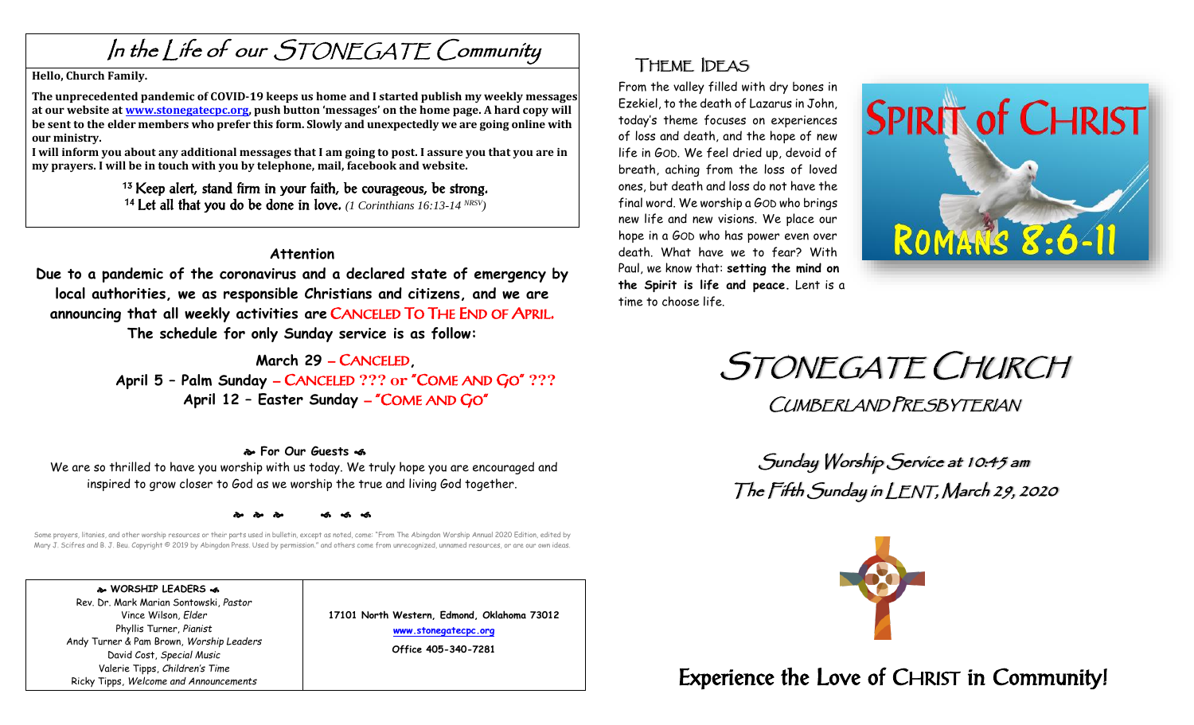# In the Life of our STONEGATE Community

**Hello, Church Family.**

**The unprecedented pandemic of COVID-19 keeps us home and I started publish my weekly messages at our website at www.stonegatecpc.org, push button 'messages' on the home page. A hard copy will be sent to the elder members who prefer this form. Slowly and unexpectedly we are going online with our ministry.**

**I will inform you about any additional messages that I am going to post. I assure you that you are in my prayers. I will be in touch with you by telephone, mail, facebook and website.**

[13] Keep alert, stand firm in your faith, be courageous, be strong.
[14] Let all that you do be done in love. *(1 Corinthians 16:13-14 NRSV)*

### Attention

**Due to a pandemic of the coronavirus and a declared state of emergency by local authorities, we as responsible Christians and citizens, and we are announcing that all weekly activities are CANCELED TO THE END OF APRIL.**
**The schedule for only Sunday service is as follow:**

**March 29 – CANCELED,**
**April 5 – Palm Sunday – CANCELED ??? or "COME AND GO" ???**
**April 12 – Easter Sunday – "COME AND GO"**

**For Our Guests**

We are so thrilled to have you worship with us today. We truly hope you are encouraged and inspired to grow closer to God as we worship the true and living God together.

Some prayers, litanies, and other worship resources or their parts used in bulletin, except as noted, come: "From The Abingdon Worship Annual 2020 Edition, edited by Mary J. Scifres and B. J. Beu. Copyright © 2019 by Abingdon Press. Used by permission." and others come from unrecognized, unnamed resources, or are our own ideas.

| | |
|---|---|
| **WORSHIP LEADERS**<br>Rev. Dr. Mark Marian Sontowski, *Pastor*<br>Vince Wilson, *Elder*<br>Phyllis Turner, *Pianist*<br>Andy Turner & Pam Brown, *Worship Leaders*<br>David Cost, *Special Music*<br>Valerie Tipps, *Children's Time*<br>Ricky Tipps, *Welcome and Announcements* | **17101 North Western, Edmond, Oklahoma 73012**<br>**www.stonegatecpc.org**<br>**Office 405-340-7281** |

## THEME IDEAS

From the valley filled with dry bones in Ezekiel, to the death of Lazarus in John, today's theme focuses on experiences of loss and death, and the hope of new life in GOD. We feel dried up, devoid of breath, aching from the loss of loved ones, but death and loss do not have the final word. We worship a GOD who brings new life and new visions. We place our hope in a GOD who has power over death. What have we to fear? With Paul, we know that: **setting the mind on the Spirit is life and peace.** Lent is a time to choose life.

SPIRIT of CHRIST
ROMANS 8:6-11

# STONEGATE CHURCH

## CUMBERLAND PRESBYTERIAN

*Sunday Worship Service at 10:45 am*
*The Fifth Sunday in LENT, March 29, 2020*

## Experience the Love of CHRIST in Community!